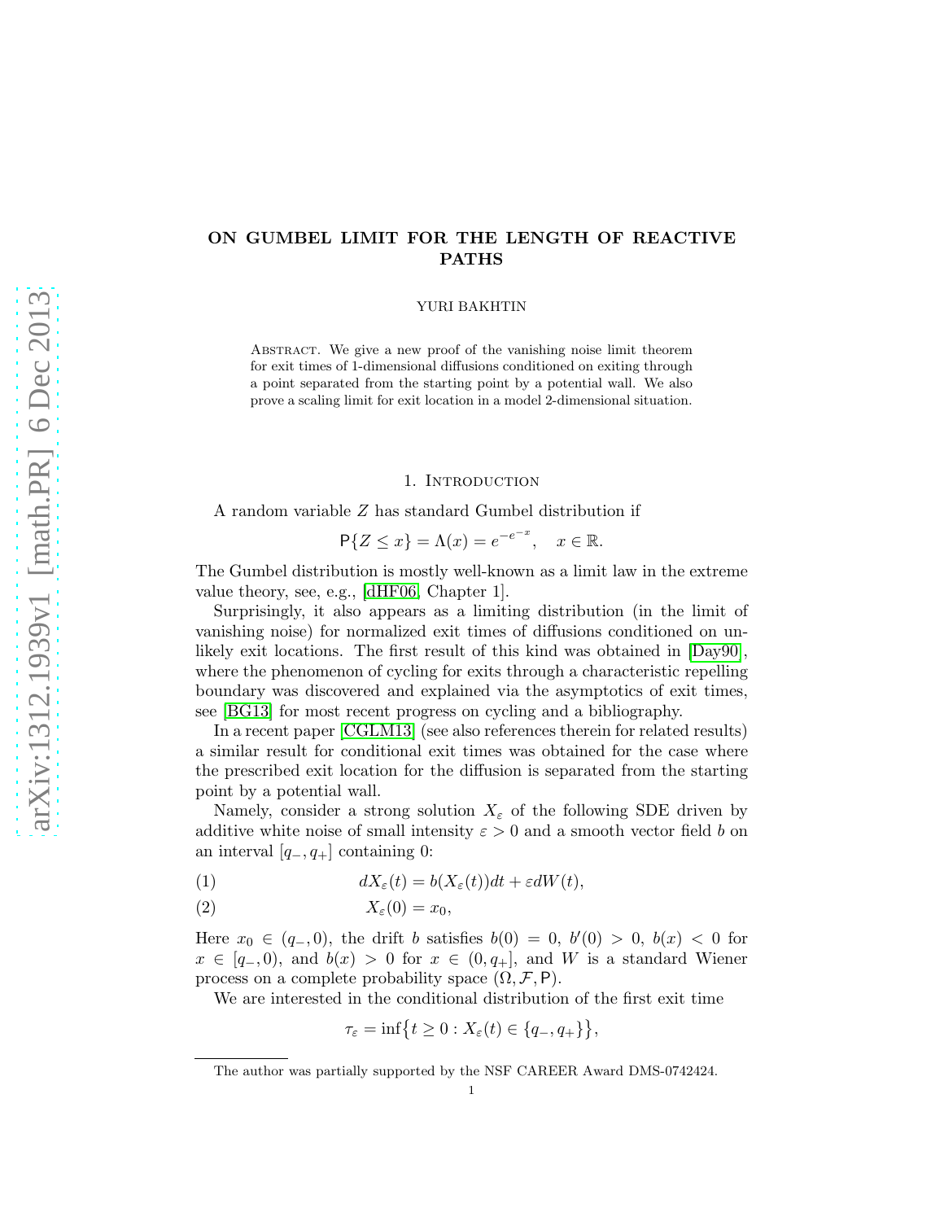# ON GUMBEL LIMIT FOR THE LENGTH OF REACTIVE PATHS

YURI BAKHTIN

ABSTRACT. We give a new proof of the vanishing noise limit theorem for exit times of 1-dimensional diffusions conditioned on exiting through a point separated from the starting point by a potential wall. We also prove a scaling limit for exit location in a model 2-dimensional situation.

## 1. Introduction

A random variable $Z$ has standard Gumbel distribution if

$$\mathsf{P}\{Z \le x\} = \Lambda(x) = e^{-e^{-x}}, \quad x \in \mathbb{R}.$$

The Gumbel distribution is mostly well-known as a limit law in the extreme value theory, see, e.g., [dHF06, Chapter 1].

Surprisingly, it also appears as a limiting distribution (in the limit of vanishing noise) for normalized exit times of diffusions conditioned on unlikely exit locations. The first result of this kind was obtained in [Day90], where the phenomenon of cycling for exits through a characteristic repelling boundary was discovered and explained via the asymptotics of exit times, see [BG13] for most recent progress on cycling and a bibliography.

In a recent paper [CGLM13] (see also references therein for related results) a similar result for conditional exit times was obtained for the case where the prescribed exit location for the diffusion is separated from the starting point by a potential wall.

Namely, consider a strong solution $X_\varepsilon$ of the following SDE driven by additive white noise of small intensity $\varepsilon > 0$ and a smooth vector field $b$ on an interval $[q_-, q_+]$ containing 0:

$$dX_\varepsilon(t) = b(X_\varepsilon(t))dt + \varepsilon dW(t), \tag{1}$$

$$X_\varepsilon(0) = x_0, \tag{2}$$

Here $x_0 \in (q_-, 0)$, the drift $b$ satisfies $b(0) = 0$, $b'(0) > 0$, $b(x) < 0$ for $x \in [q_-, 0)$, and $b(x) > 0$ for $x \in (0, q_+]$, and $W$ is a standard Wiener process on a complete probability space $(\Omega, \mathcal{F}, \mathsf{P})$.

We are interested in the conditional distribution of the first exit time

$$\tau_\varepsilon = \inf\{t \ge 0 : X_\varepsilon(t) \in \{q_-, q_+\}\},$$

The author was partially supported by the NSF CAREER Award DMS-0742424.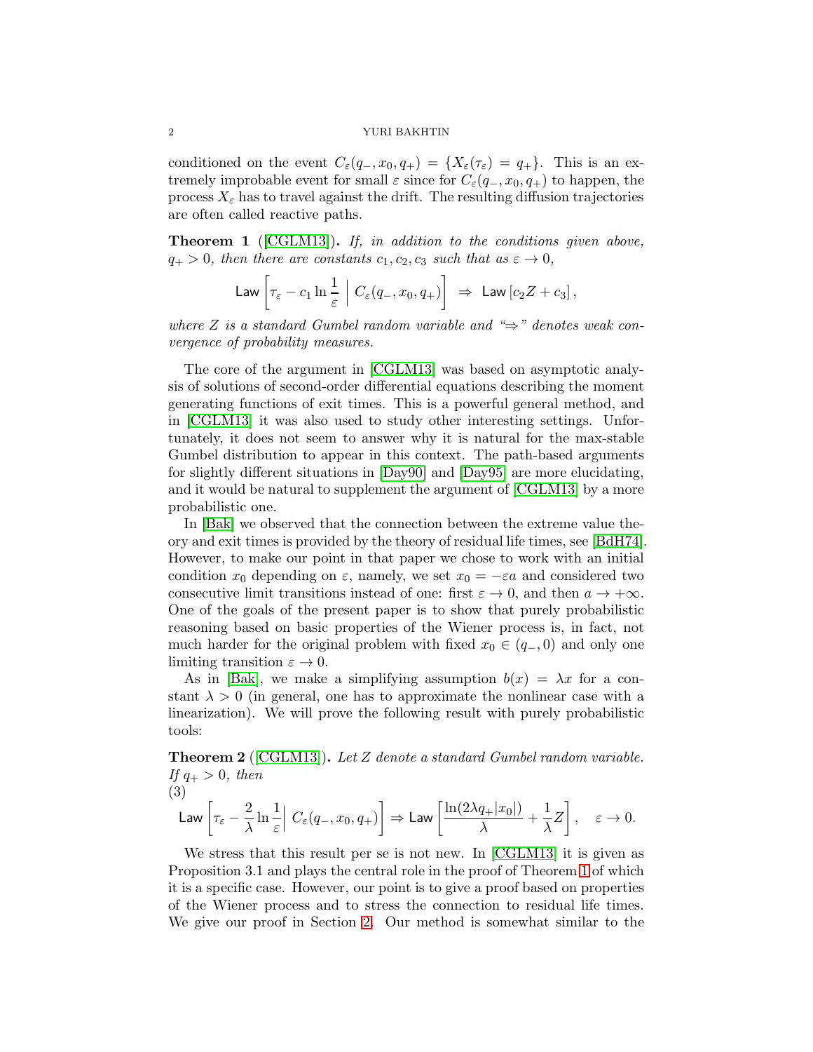conditioned on the event $C_\varepsilon(q_-, x_0, q_+) = \{X_\varepsilon(\tau_\varepsilon) = q_+\}$. This is an extremely improbable event for small $\varepsilon$ since for $C_\varepsilon(q_-, x_0, q_+)$ to happen, the process $X_\varepsilon$ has to travel against the drift. The resulting diffusion trajectories are often called reactive paths.

**Theorem 1** ([CGLM13]). *If, in addition to the conditions given above, $q_+ > 0$, then there are constants $c_1, c_2, c_3$ such that as $\varepsilon \to 0$,*

$$\mathsf{Law}\left[\tau_\varepsilon - c_1 \ln \frac{1}{\varepsilon} \;\Big|\; C_\varepsilon(q_-, x_0, q_+)\right] \;\Rightarrow\; \mathsf{Law}\left[c_2 Z + c_3\right],$$

*where $Z$ is a standard Gumbel random variable and "$\Rightarrow$" denotes weak convergence of probability measures.*

The core of the argument in [CGLM13] was based on asymptotic analysis of solutions of second-order differential equations describing the moment generating functions of exit times. This is a powerful general method, and in [CGLM13] it was also used to study other interesting settings. Unfortunately, it does not seem to answer why it is natural for the max-stable Gumbel distribution to appear in this context. The path-based arguments for slightly different situations in [Day90] and [Day95] are more elucidating, and it would be natural to supplement the argument of [CGLM13] by a more probabilistic one.

In [Bak] we observed that the connection between the extreme value theory and exit times is provided by the theory of residual life times, see [BdH74]. However, to make our point in that paper we chose to work with an initial condition $x_0$ depending on $\varepsilon$, namely, we set $x_0 = -\varepsilon a$ and considered two consecutive limit transitions instead of one: first $\varepsilon \to 0$, and then $a \to +\infty$. One of the goals of the present paper is to show that purely probabilistic reasoning based on basic properties of the Wiener process is, in fact, not much harder for the original problem with fixed $x_0 \in (q_-, 0)$ and only one limiting transition $\varepsilon \to 0$.

As in [Bak], we make a simplifying assumption $b(x) = \lambda x$ for a constant $\lambda > 0$ (in general, one has to approximate the nonlinear case with a linearization). We will prove the following result with purely probabilistic tools:

**Theorem 2** ([CGLM13]). *Let $Z$ denote a standard Gumbel random variable. If $q_+ > 0$, then*

$$\mathsf{Law}\left[\tau_\varepsilon - \frac{2}{\lambda} \ln \frac{1}{\varepsilon} \Big|\; C_\varepsilon(q_-, x_0, q_+)\right] \Rightarrow \mathsf{Law}\left[\frac{\ln(2\lambda q_+ |x_0|)}{\lambda} + \frac{1}{\lambda} Z\right], \quad \varepsilon \to 0. \tag{3}$$

We stress that this result per se is not new. In [CGLM13] it is given as Proposition 3.1 and plays the central role in the proof of Theorem 1 of which it is a specific case. However, our point is to give a proof based on properties of the Wiener process and to stress the connection to residual life times. We give our proof in Section 2. Our method is somewhat similar to the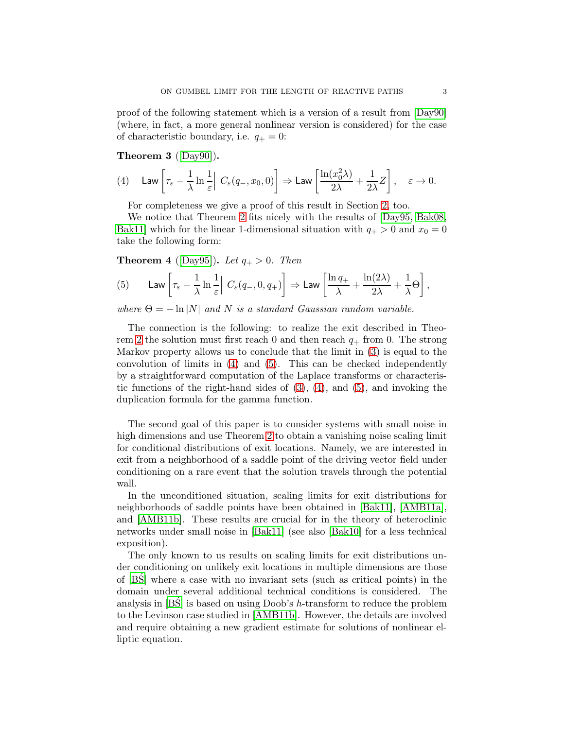proof of the following statement which is a version of a result from [Day90] (where, in fact, a more general nonlinear version is considered) for the case of characteristic boundary, i.e. $q_+ = 0$:

**Theorem 3** ([Day90])**.**

$$\mathsf{Law}\left[\tau_\varepsilon - \frac{1}{\lambda}\ln\frac{1}{\varepsilon}\Big|\ C_\varepsilon(q_-, x_0, 0)\right] \Rightarrow \mathsf{Law}\left[\frac{\ln(x_0^2\lambda)}{2\lambda} + \frac{1}{2\lambda}Z\right], \quad \varepsilon \to 0. \tag{4}$$

For completeness we give a proof of this result in Section 2, too.

We notice that Theorem 2 fits nicely with the results of [Day95, Bak08, Bak11] which for the linear 1-dimensional situation with $q_+ > 0$ and $x_0 = 0$ take the following form:

**Theorem 4** ([Day95])**.** *Let $q_+ > 0$. Then*

$$\mathsf{Law}\left[\tau_\varepsilon - \frac{1}{\lambda}\ln\frac{1}{\varepsilon}\Big|\ C_\varepsilon(q_-, 0, q_+)\right] \Rightarrow \mathsf{Law}\left[\frac{\ln q_+}{\lambda} + \frac{\ln(2\lambda)}{2\lambda} + \frac{1}{\lambda}\Theta\right], \tag{5}$$

*where $\Theta = -\ln|N|$ and $N$ is a standard Gaussian random variable.*

The connection is the following: to realize the exit described in Theorem 2 the solution must first reach 0 and then reach $q_+$ from 0. The strong Markov property allows us to conclude that the limit in (3) is equal to the convolution of limits in (4) and (5). This can be checked independently by a straightforward computation of the Laplace transforms or characteristic functions of the right-hand sides of (3), (4), and (5), and invoking the duplication formula for the gamma function.

The second goal of this paper is to consider systems with small noise in high dimensions and use Theorem 2 to obtain a vanishing noise scaling limit for conditional distributions of exit locations. Namely, we are interested in exit from a neighborhood of a saddle point of the driving vector field under conditioning on a rare event that the solution travels through the potential wall.

In the unconditioned situation, scaling limits for exit distributions for neighborhoods of saddle points have been obtained in [Bak11], [AMB11a], and [AMB11b]. These results are crucial for in the theory of heteroclinic networks under small noise in [Bak11] (see also [Bak10] for a less technical exposition).

The only known to us results on scaling limits for exit distributions under conditioning on unlikely exit locations in multiple dimensions are those of [BŚ] where a case with no invariant sets (such as critical points) in the domain under several additional technical conditions is considered. The analysis in [BŚ] is based on using Doob's $h$-transform to reduce the problem to the Levinson case studied in [AMB11b]. However, the details are involved and require obtaining a new gradient estimate for solutions of nonlinear elliptic equation.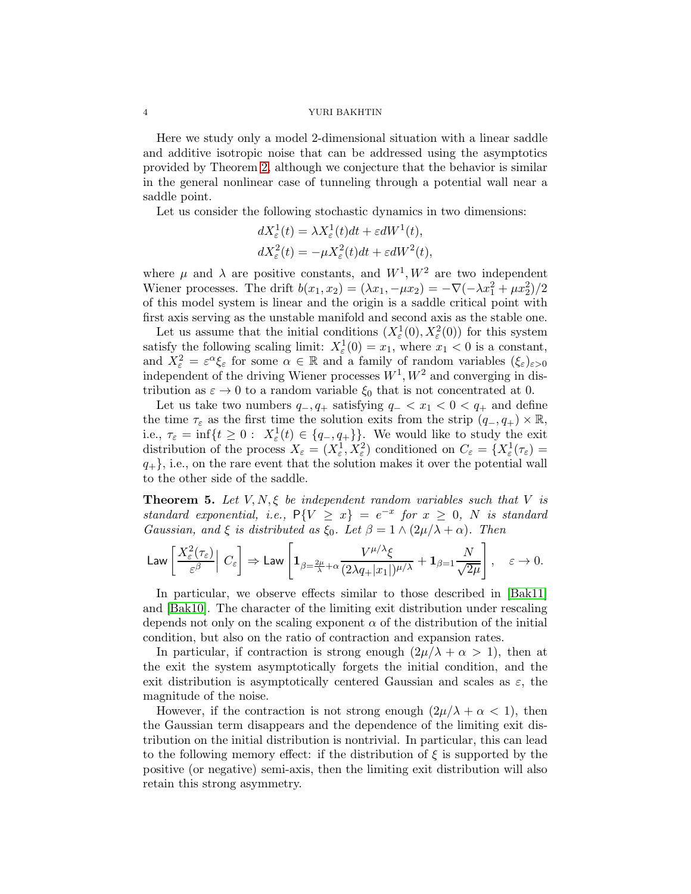Here we study only a model 2-dimensional situation with a linear saddle and additive isotropic noise that can be addressed using the asymptotics provided by Theorem 2, although we conjecture that the behavior is similar in the general nonlinear case of tunneling through a potential wall near a saddle point.

Let us consider the following stochastic dynamics in two dimensions:

$$
\begin{aligned}
dX^1_\varepsilon(t) &= \lambda X^1_\varepsilon(t)dt + \varepsilon dW^1(t),\\
dX^2_\varepsilon(t) &= -\mu X^2_\varepsilon(t)dt + \varepsilon dW^2(t),
\end{aligned}
$$

where $\mu$ and $\lambda$ are positive constants, and $W^1, W^2$ are two independent Wiener processes. The drift $b(x_1, x_2) = (\lambda x_1, -\mu x_2) = -\nabla(-\lambda x_1^2 + \mu x_2^2)/2$ of this model system is linear and the origin is a saddle critical point with first axis serving as the unstable manifold and second axis as the stable one.

Let us assume that the initial conditions $(X^1_\varepsilon(0), X^2_\varepsilon(0))$ for this system satisfy the following scaling limit: $X^1_\varepsilon(0) = x_1$, where $x_1 < 0$ is a constant, and $X^2_\varepsilon = \varepsilon^\alpha \xi_\varepsilon$ for some $\alpha \in \mathbb{R}$ and a family of random variables $(\xi_\varepsilon)_{\varepsilon>0}$ independent of the driving Wiener processes $W^1, W^2$ and converging in distribution as $\varepsilon \to 0$ to a random variable $\xi_0$ that is not concentrated at 0.

Let us take two numbers $q_-, q_+$ satisfying $q_- < x_1 < 0 < q_+$ and define the time $\tau_\varepsilon$ as the first time the solution exits from the strip $(q_-, q_+) \times \mathbb{R}$, i.e., $\tau_\varepsilon = \inf\{t \ge 0 : \ X^1_\varepsilon(t) \in \{q_-, q_+\}\}$. We would like to study the exit distribution of the process $X_\varepsilon = (X^1_\varepsilon, X^2_\varepsilon)$ conditioned on $C_\varepsilon = \{X^1_\varepsilon(\tau_\varepsilon) = q_+\}$, i.e., on the rare event that the solution makes it over the potential wall to the other side of the saddle.

**Theorem 5.** *Let $V, N, \xi$ be independent random variables such that $V$ is standard exponential, i.e., $\mathsf{P}\{V \ge x\} = e^{-x}$ for $x \ge 0$, $N$ is standard Gaussian, and $\xi$ is distributed as $\xi_0$. Let $\beta = 1 \wedge (2\mu/\lambda + \alpha)$. Then*

$$
\mathsf{Law}\left[\frac{X^2_\varepsilon(\tau_\varepsilon)}{\varepsilon^\beta}\Big|\ C_\varepsilon\right] \Rightarrow \mathsf{Law}\left[\mathbf{1}_{\beta=\frac{2\mu}{\lambda}+\alpha}\frac{V^{\mu/\lambda}\xi}{(2\lambda q_+|x_1|)^{\mu/\lambda}} + \mathbf{1}_{\beta=1}\frac{N}{\sqrt{2\mu}}\right], \quad \varepsilon \to 0.
$$

In particular, we observe effects similar to those described in [Bak11] and [Bak10]. The character of the limiting exit distribution under rescaling depends not only on the scaling exponent $\alpha$ of the distribution of the initial condition, but also on the ratio of contraction and expansion rates.

In particular, if contraction is strong enough $(2\mu/\lambda + \alpha > 1)$, then at the exit the system asymptotically forgets the initial condition, and the exit distribution is asymptotically centered Gaussian and scales as $\varepsilon$, the magnitude of the noise.

However, if the contraction is not strong enough $(2\mu/\lambda + \alpha < 1)$, then the Gaussian term disappears and the dependence of the limiting exit distribution on the initial distribution is nontrivial. In particular, this can lead to the following memory effect: if the distribution of $\xi$ is supported by the positive (or negative) semi-axis, then the limiting exit distribution will also retain this strong asymmetry.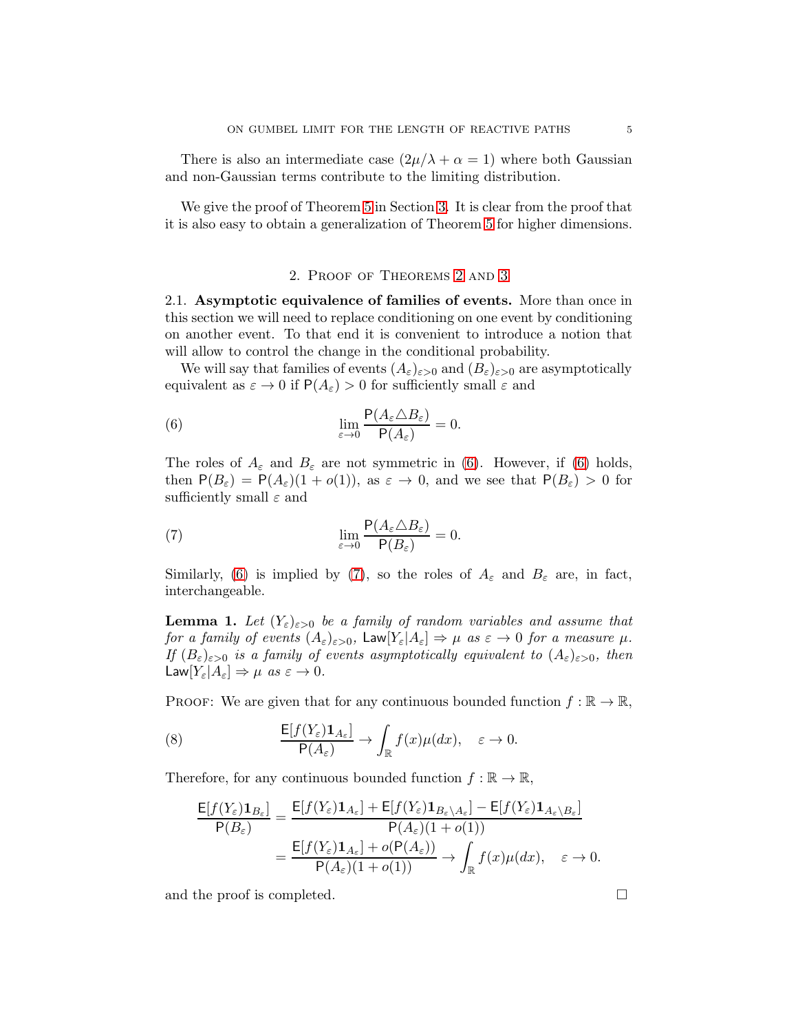There is also an intermediate case ($2\mu/\lambda + \alpha = 1$) where both Gaussian and non-Gaussian terms contribute to the limiting distribution.

We give the proof of Theorem 5 in Section 3. It is clear from the proof that it is also easy to obtain a generalization of Theorem 5 for higher dimensions.

## 2. Proof of Theorems 2 and 3

2.1. **Asymptotic equivalence of families of events.** More than once in this section we will need to replace conditioning on one event by conditioning on another event. To that end it is convenient to introduce a notion that will allow to control the change in the conditional probability.

We will say that families of events $(A_\varepsilon)_{\varepsilon>0}$ and $(B_\varepsilon)_{\varepsilon>0}$ are asymptotically equivalent as $\varepsilon \to 0$ if $\mathsf{P}(A_\varepsilon) > 0$ for sufficiently small $\varepsilon$ and

$$\lim_{\varepsilon\to 0} \frac{\mathsf{P}(A_\varepsilon \triangle B_\varepsilon)}{\mathsf{P}(A_\varepsilon)} = 0. \tag{6}$$

The roles of $A_\varepsilon$ and $B_\varepsilon$ are not symmetric in (6). However, if (6) holds, then $\mathsf{P}(B_\varepsilon) = \mathsf{P}(A_\varepsilon)(1 + o(1))$, as $\varepsilon \to 0$, and we see that $\mathsf{P}(B_\varepsilon) > 0$ for sufficiently small $\varepsilon$ and

$$\lim_{\varepsilon\to 0} \frac{\mathsf{P}(A_\varepsilon \triangle B_\varepsilon)}{\mathsf{P}(B_\varepsilon)} = 0. \tag{7}$$

Similarly, (6) is implied by (7), so the roles of $A_\varepsilon$ and $B_\varepsilon$ are, in fact, interchangeable.

**Lemma 1.** *Let $(Y_\varepsilon)_{\varepsilon>0}$ be a family of random variables and assume that for a family of events $(A_\varepsilon)_{\varepsilon>0}$, $\mathsf{Law}[Y_\varepsilon|A_\varepsilon] \Rightarrow \mu$ as $\varepsilon \to 0$ for a measure $\mu$. If $(B_\varepsilon)_{\varepsilon>0}$ is a family of events asymptotically equivalent to $(A_\varepsilon)_{\varepsilon>0}$, then $\mathsf{Law}[Y_\varepsilon|A_\varepsilon] \Rightarrow \mu$ as $\varepsilon \to 0$.*

Proof: We are given that for any continuous bounded function $f : \mathbb{R} \to \mathbb{R}$,

$$\frac{\mathsf{E}[f(Y_\varepsilon)\mathbf{1}_{A_\varepsilon}]}{\mathsf{P}(A_\varepsilon)} \to \int_{\mathbb{R}} f(x)\mu(dx), \quad \varepsilon \to 0. \tag{8}$$

Therefore, for any continuous bounded function $f : \mathbb{R} \to \mathbb{R}$,

$$\begin{aligned}
\frac{\mathsf{E}[f(Y_\varepsilon)\mathbf{1}_{B_\varepsilon}]}{\mathsf{P}(B_\varepsilon)} &= \frac{\mathsf{E}[f(Y_\varepsilon)\mathbf{1}_{A_\varepsilon}] + \mathsf{E}[f(Y_\varepsilon)\mathbf{1}_{B_\varepsilon \setminus A_\varepsilon}] - \mathsf{E}[f(Y_\varepsilon)\mathbf{1}_{A_\varepsilon \setminus B_\varepsilon}]}{\mathsf{P}(A_\varepsilon)(1 + o(1))} \\
&= \frac{\mathsf{E}[f(Y_\varepsilon)\mathbf{1}_{A_\varepsilon}] + o(\mathsf{P}(A_\varepsilon))}{\mathsf{P}(A_\varepsilon)(1 + o(1))} \to \int_{\mathbb{R}} f(x)\mu(dx), \quad \varepsilon \to 0.
\end{aligned}$$

and the proof is completed. $\square$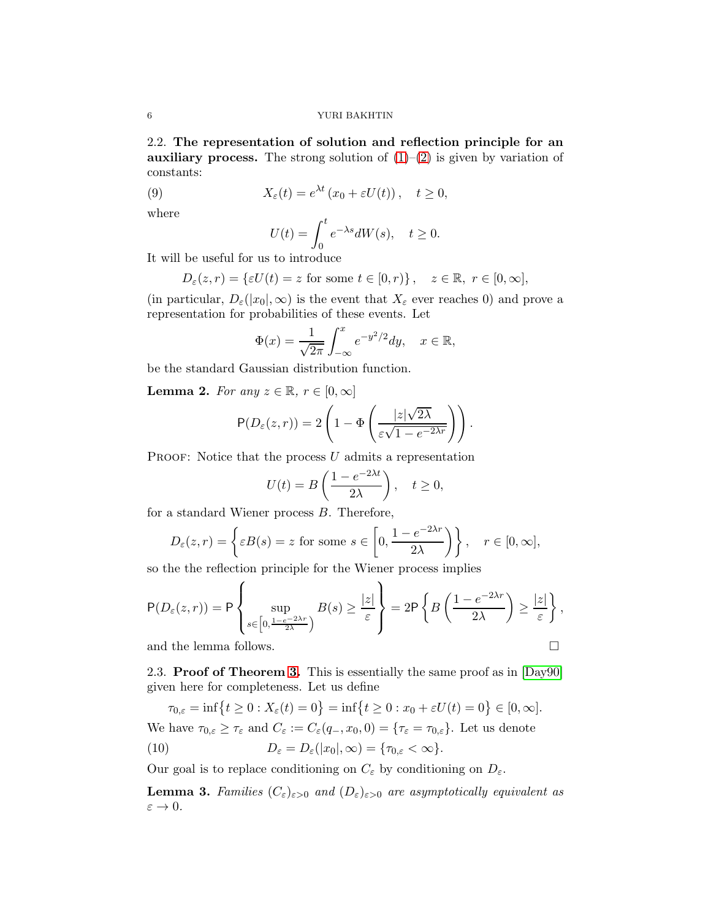### 2.2. The representation of solution and reflection principle for an auxiliary process.

The strong solution of (1)–(2) is given by variation of constants:

$$X_\varepsilon(t) = e^{\lambda t}\left(x_0 + \varepsilon U(t)\right), \quad t \geq 0, \tag{9}$$

where

$$U(t) = \int_0^t e^{-\lambda s} dW(s), \quad t \geq 0.$$

It will be useful for us to introduce

$$D_\varepsilon(z, r) = \{\varepsilon U(t) = z \text{ for some } t \in [0, r)\}, \quad z \in \mathbb{R},\ r \in [0, \infty],$$

(in particular, $D_\varepsilon(|x_0|, \infty)$ is the event that $X_\varepsilon$ ever reaches 0) and prove a representation for probabilities of these events. Let

$$\Phi(x) = \frac{1}{\sqrt{2\pi}} \int_{-\infty}^{x} e^{-y^2/2} dy, \quad x \in \mathbb{R},$$

be the standard Gaussian distribution function.

**Lemma 2.** *For any $z \in \mathbb{R}$, $r \in [0, \infty]$*

$$\mathsf{P}(D_\varepsilon(z, r)) = 2\left(1 - \Phi\left(\frac{|z|\sqrt{2\lambda}}{\varepsilon\sqrt{1 - e^{-2\lambda r}}}\right)\right).$$

PROOF: Notice that the process $U$ admits a representation

$$U(t) = B\left(\frac{1 - e^{-2\lambda t}}{2\lambda}\right), \quad t \geq 0,$$

for a standard Wiener process $B$. Therefore,

$$D_\varepsilon(z, r) = \left\{\varepsilon B(s) = z \text{ for some } s \in \left[0, \frac{1 - e^{-2\lambda r}}{2\lambda}\right)\right\}, \quad r \in [0, \infty],$$

so the the reflection principle for the Wiener process implies

$$\mathsf{P}(D_\varepsilon(z, r)) = \mathsf{P}\left\{\sup_{s \in \left[0, \frac{1 - e^{-2\lambda r}}{2\lambda}\right)} B(s) \geq \frac{|z|}{\varepsilon}\right\} = 2\mathsf{P}\left\{B\left(\frac{1 - e^{-2\lambda r}}{2\lambda}\right) \geq \frac{|z|}{\varepsilon}\right\},$$

and the lemma follows. □

### 2.3. Proof of Theorem 3.

This is essentially the same proof as in [Day90] given here for completeness. Let us define

$$\tau_{0,\varepsilon} = \inf\{t \geq 0 : X_\varepsilon(t) = 0\} = \inf\{t \geq 0 : x_0 + \varepsilon U(t) = 0\} \in [0, \infty].$$

We have $\tau_{0,\varepsilon} \geq \tau_\varepsilon$ and $C_\varepsilon := C_\varepsilon(q_-, x_0, 0) = \{\tau_\varepsilon = \tau_{0,\varepsilon}\}$. Let us denote

$$D_\varepsilon = D_\varepsilon(|x_0|, \infty) = \{\tau_{0,\varepsilon} < \infty\}. \tag{10}$$

Our goal is to replace conditioning on $C_\varepsilon$ by conditioning on $D_\varepsilon$.

**Lemma 3.** *Families $(C_\varepsilon)_{\varepsilon > 0}$ and $(D_\varepsilon)_{\varepsilon > 0}$ are asymptotically equivalent as $\varepsilon \to 0$.*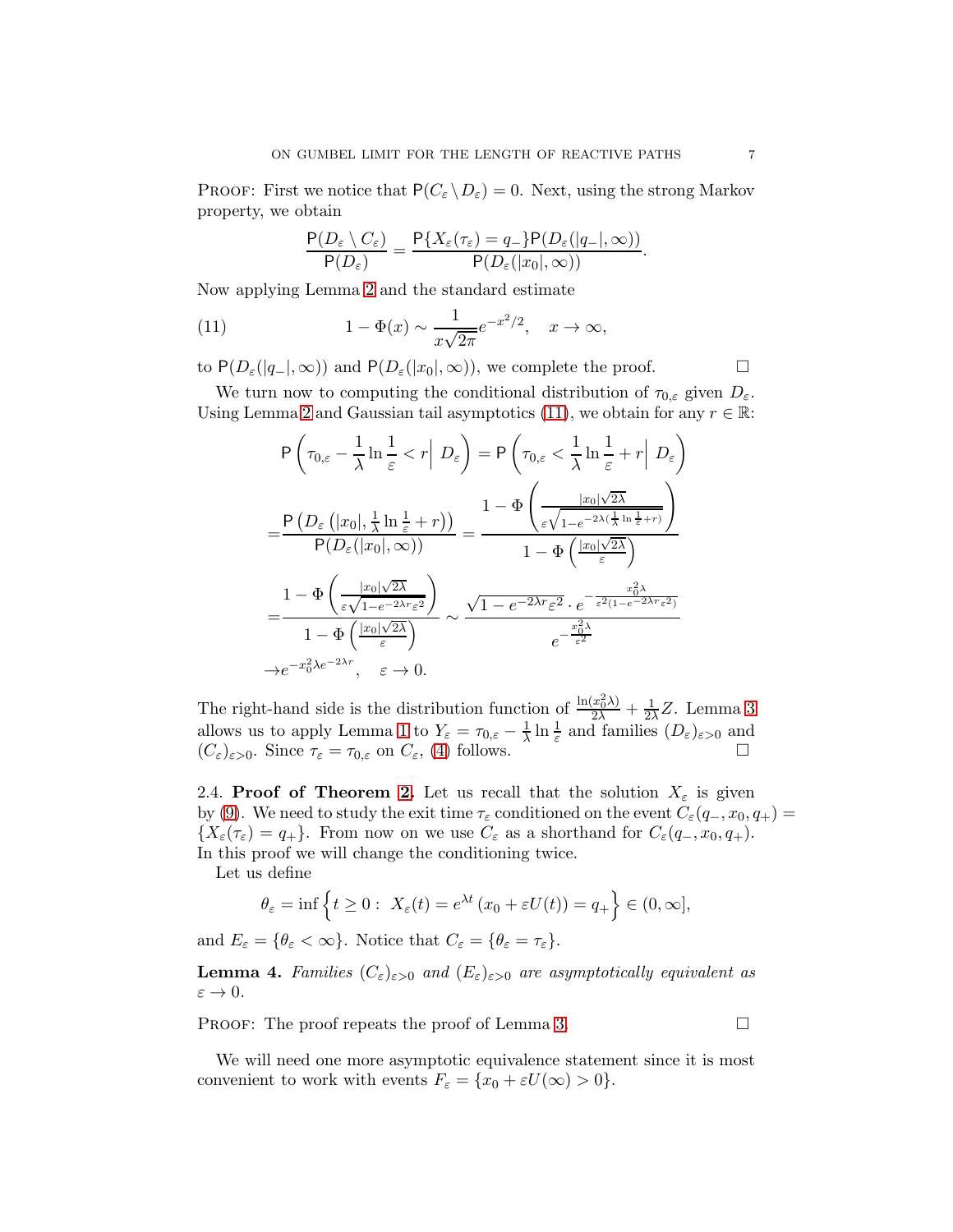Proof: First we notice that $\mathsf{P}(C_\varepsilon \setminus D_\varepsilon) = 0$. Next, using the strong Markov property, we obtain

$$\frac{\mathsf{P}(D_\varepsilon \setminus C_\varepsilon)}{\mathsf{P}(D_\varepsilon)} = \frac{\mathsf{P}\{X_\varepsilon(\tau_\varepsilon) = q_-\}\mathsf{P}(D_\varepsilon(|q_-|, \infty))}{\mathsf{P}(D_\varepsilon(|x_0|, \infty))}.$$

Now applying Lemma 2 and the standard estimate

$$1 - \Phi(x) \sim \frac{1}{x\sqrt{2\pi}} e^{-x^2/2}, \quad x \to \infty, \tag{11}$$

to $\mathsf{P}(D_\varepsilon(|q_-|, \infty))$ and $\mathsf{P}(D_\varepsilon(|x_0|, \infty))$, we complete the proof. $\square$

We turn now to computing the conditional distribution of $\tau_{0,\varepsilon}$ given $D_\varepsilon$. Using Lemma 2 and Gaussian tail asymptotics (11), we obtain for any $r \in \mathbb{R}$:

$$\mathsf{P}\left(\tau_{0,\varepsilon} - \frac{1}{\lambda}\ln\frac{1}{\varepsilon} < r \Big|\, D_\varepsilon\right) = \mathsf{P}\left(\tau_{0,\varepsilon} < \frac{1}{\lambda}\ln\frac{1}{\varepsilon} + r \Big|\, D_\varepsilon\right)$$

$$= \frac{\mathsf{P}\left(D_\varepsilon\left(|x_0|, \frac{1}{\lambda}\ln\frac{1}{\varepsilon} + r\right)\right)}{\mathsf{P}(D_\varepsilon(|x_0|, \infty))} = \frac{1 - \Phi\left(\frac{|x_0|\sqrt{2\lambda}}{\varepsilon\sqrt{1 - e^{-2\lambda(\frac{1}{\lambda}\ln\frac{1}{\varepsilon} + r)}}}\right)}{1 - \Phi\left(\frac{|x_0|\sqrt{2\lambda}}{\varepsilon}\right)}$$

$$= \frac{1 - \Phi\left(\frac{|x_0|\sqrt{2\lambda}}{\varepsilon\sqrt{1 - e^{-2\lambda r}\varepsilon^2}}\right)}{1 - \Phi\left(\frac{|x_0|\sqrt{2\lambda}}{\varepsilon}\right)} \sim \frac{\sqrt{1 - e^{-2\lambda r}\varepsilon^2} \cdot e^{-\frac{x_0^2\lambda}{\varepsilon^2(1 - e^{-2\lambda r}\varepsilon^2)}}}{e^{-\frac{x_0^2\lambda}{\varepsilon^2}}}$$

$$\to e^{-x_0^2\lambda e^{-2\lambda r}}, \quad \varepsilon \to 0.$$

The right-hand side is the distribution function of $\frac{\ln(x_0^2\lambda)}{2\lambda} + \frac{1}{2\lambda}Z$. Lemma 3 allows us to apply Lemma 1 to $Y_\varepsilon = \tau_{0,\varepsilon} - \frac{1}{\lambda}\ln\frac{1}{\varepsilon}$ and families $(D_\varepsilon)_{\varepsilon>0}$ and $(C_\varepsilon)_{\varepsilon>0}$. Since $\tau_\varepsilon = \tau_{0,\varepsilon}$ on $C_\varepsilon$, (4) follows. $\square$

### 2.4. Proof of Theorem 2.

Let us recall that the solution $X_\varepsilon$ is given by (9). We need to study the exit time $\tau_\varepsilon$ conditioned on the event $C_\varepsilon(q_-, x_0, q_+) = \{X_\varepsilon(\tau_\varepsilon) = q_+\}$. From now on we use $C_\varepsilon$ as a shorthand for $C_\varepsilon(q_-, x_0, q_+)$. In this proof we will change the conditioning twice.

Let us define

$$\theta_\varepsilon = \inf\left\{t \geq 0 : \; X_\varepsilon(t) = e^{\lambda t}\left(x_0 + \varepsilon U(t)\right) = q_+\right\} \in (0, \infty],$$

and $E_\varepsilon = \{\theta_\varepsilon < \infty\}$. Notice that $C_\varepsilon = \{\theta_\varepsilon = \tau_\varepsilon\}$.

**Lemma 4.** *Families $(C_\varepsilon)_{\varepsilon>0}$ and $(E_\varepsilon)_{\varepsilon>0}$ are asymptotically equivalent as $\varepsilon \to 0$.*

Proof: The proof repeats the proof of Lemma 3. $\square$

We will need one more asymptotic equivalence statement since it is most convenient to work with events $F_\varepsilon = \{x_0 + \varepsilon U(\infty) > 0\}$.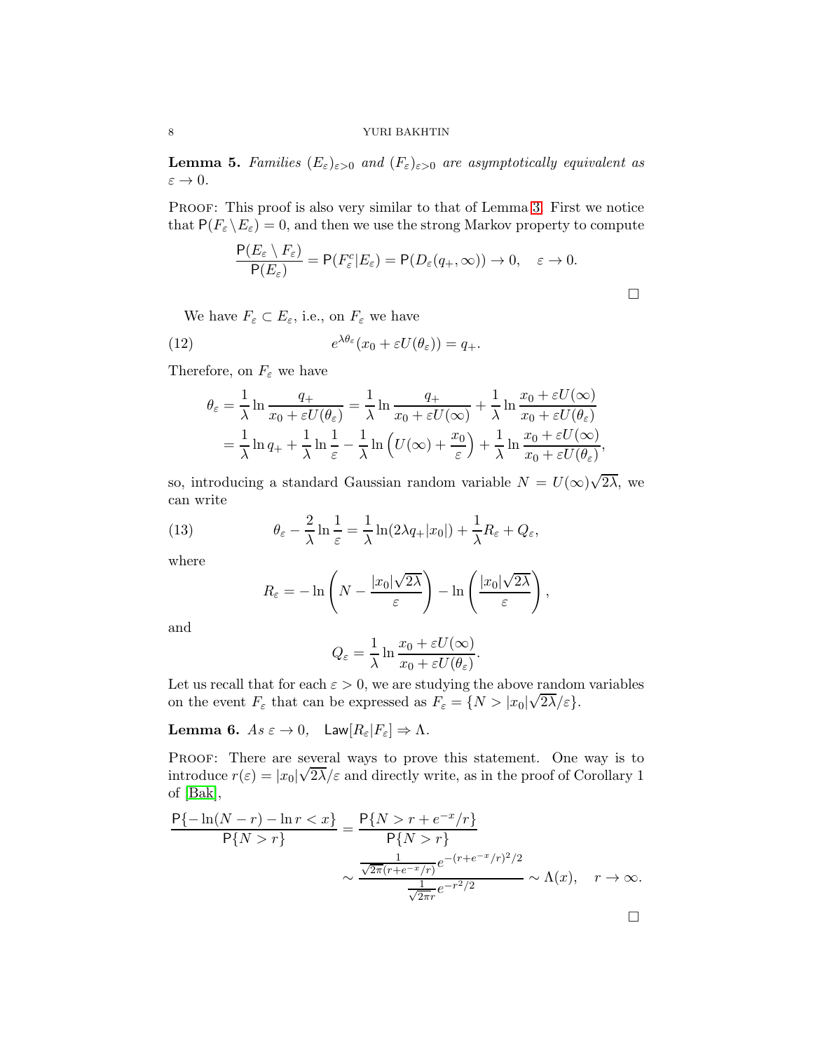**Lemma 5.** *Families $(E_\varepsilon)_{\varepsilon>0}$ and $(F_\varepsilon)_{\varepsilon>0}$ are asymptotically equivalent as $\varepsilon \to 0$.*

PROOF: This proof is also very similar to that of Lemma 3. First we notice that $\mathsf{P}(F_\varepsilon \setminus E_\varepsilon) = 0$, and then we use the strong Markov property to compute

$$\frac{\mathsf{P}(E_\varepsilon \setminus F_\varepsilon)}{\mathsf{P}(E_\varepsilon)} = \mathsf{P}(F_\varepsilon^c | E_\varepsilon) = \mathsf{P}(D_\varepsilon(q_+, \infty)) \to 0, \quad \varepsilon \to 0.$$

□

We have $F_\varepsilon \subset E_\varepsilon$, i.e., on $F_\varepsilon$ we have

$$e^{\lambda\theta_\varepsilon}(x_0 + \varepsilon U(\theta_\varepsilon)) = q_+. \tag{12}$$

Therefore, on $F_\varepsilon$ we have

$$\begin{aligned}
\theta_\varepsilon &= \frac{1}{\lambda}\ln\frac{q_+}{x_0 + \varepsilon U(\theta_\varepsilon)} = \frac{1}{\lambda}\ln\frac{q_+}{x_0 + \varepsilon U(\infty)} + \frac{1}{\lambda}\ln\frac{x_0 + \varepsilon U(\infty)}{x_0 + \varepsilon U(\theta_\varepsilon)} \\
&= \frac{1}{\lambda}\ln q_+ + \frac{1}{\lambda}\ln\frac{1}{\varepsilon} - \frac{1}{\lambda}\ln\left(U(\infty) + \frac{x_0}{\varepsilon}\right) + \frac{1}{\lambda}\ln\frac{x_0 + \varepsilon U(\infty)}{x_0 + \varepsilon U(\theta_\varepsilon)},
\end{aligned}$$

so, introducing a standard Gaussian random variable $N = U(\infty)\sqrt{2\lambda}$, we can write

$$\theta_\varepsilon - \frac{2}{\lambda}\ln\frac{1}{\varepsilon} = \frac{1}{\lambda}\ln(2\lambda q_+|x_0|) + \frac{1}{\lambda}R_\varepsilon + Q_\varepsilon, \tag{13}$$

where

$$R_\varepsilon = -\ln\left(N - \frac{|x_0|\sqrt{2\lambda}}{\varepsilon}\right) - \ln\left(\frac{|x_0|\sqrt{2\lambda}}{\varepsilon}\right),$$

and

$$Q_\varepsilon = \frac{1}{\lambda}\ln\frac{x_0 + \varepsilon U(\infty)}{x_0 + \varepsilon U(\theta_\varepsilon)}.$$

Let us recall that for each $\varepsilon > 0$, we are studying the above random variables on the event $F_\varepsilon$ that can be expressed as $F_\varepsilon = \{N > |x_0|\sqrt{2\lambda}/\varepsilon\}$.

**Lemma 6.** *As $\varepsilon \to 0$,* $\quad \mathsf{Law}[R_\varepsilon | F_\varepsilon] \Rightarrow \Lambda$.

PROOF: There are several ways to prove this statement. One way is to introduce $r(\varepsilon) = |x_0|\sqrt{2\lambda}/\varepsilon$ and directly write, as in the proof of Corollary 1 of [Bak],

$$\begin{aligned}
\frac{\mathsf{P}\{-\ln(N-r) - \ln r < x\}}{\mathsf{P}\{N > r\}} &= \frac{\mathsf{P}\{N > r + e^{-x}/r\}}{\mathsf{P}\{N > r\}} \\
&\sim \frac{\frac{1}{\sqrt{2\pi}(r+e^{-x}/r)}e^{-(r+e^{-x}/r)^2/2}}{\frac{1}{\sqrt{2\pi}r}e^{-r^2/2}} \sim \Lambda(x), \quad r \to \infty.
\end{aligned}$$

□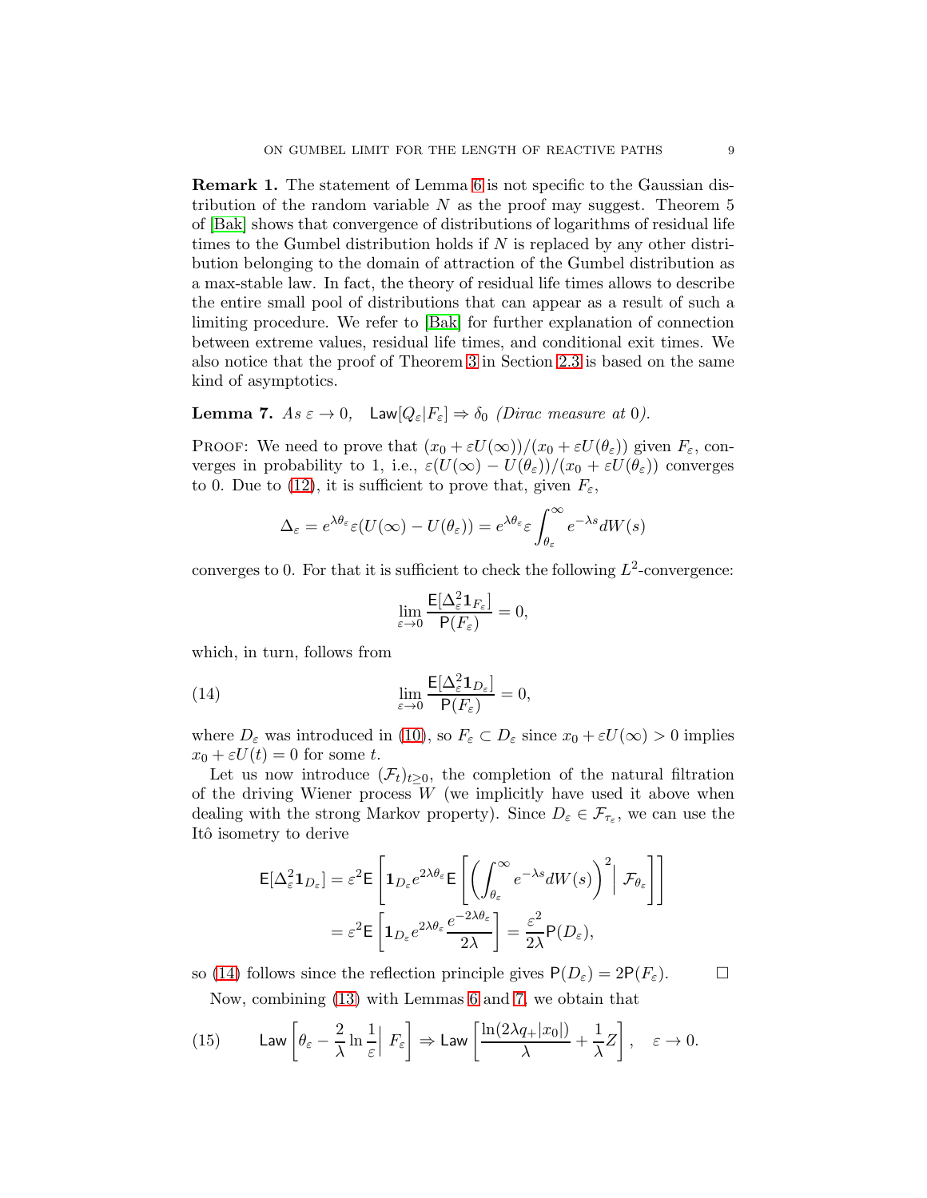**Remark 1.** The statement of Lemma 6 is not specific to the Gaussian distribution of the random variable $N$ as the proof may suggest. Theorem 5 of [Bak] shows that convergence of distributions of logarithms of residual life times to the Gumbel distribution holds if $N$ is replaced by any other distribution belonging to the domain of attraction of the Gumbel distribution as a max-stable law. In fact, the theory of residual life times allows to describe the entire small pool of distributions that can appear as a result of such a limiting procedure. We refer to [Bak] for further explanation of connection between extreme values, residual life times, and conditional exit times. We also notice that the proof of Theorem 3 in Section 2.3 is based on the same kind of asymptotics.

**Lemma 7.** *As* $\varepsilon \to 0$, $\mathsf{Law}[Q_\varepsilon | F_\varepsilon] \Rightarrow \delta_0$ *(Dirac measure at 0).*

Proof: We need to prove that $(x_0 + \varepsilon U(\infty))/(x_0 + \varepsilon U(\theta_\varepsilon))$ given $F_\varepsilon$, converges in probability to 1, i.e., $\varepsilon(U(\infty) - U(\theta_\varepsilon))/(x_0 + \varepsilon U(\theta_\varepsilon))$ converges to 0. Due to (12), it is sufficient to prove that, given $F_\varepsilon$,

$$\Delta_\varepsilon = e^{\lambda\theta_\varepsilon}\varepsilon(U(\infty) - U(\theta_\varepsilon)) = e^{\lambda\theta_\varepsilon}\varepsilon\int_{\theta_\varepsilon}^{\infty} e^{-\lambda s}dW(s)$$

converges to 0. For that it is sufficient to check the following $L^2$-convergence:

$$\lim_{\varepsilon\to 0}\frac{\mathsf{E}[\Delta_\varepsilon^2 \mathbf{1}_{F_\varepsilon}]}{\mathsf{P}(F_\varepsilon)} = 0,$$

which, in turn, follows from

$$\lim_{\varepsilon\to 0}\frac{\mathsf{E}[\Delta_\varepsilon^2 \mathbf{1}_{D_\varepsilon}]}{\mathsf{P}(F_\varepsilon)} = 0, \tag{14}$$

where $D_\varepsilon$ was introduced in (10), so $F_\varepsilon \subset D_\varepsilon$ since $x_0 + \varepsilon U(\infty) > 0$ implies $x_0 + \varepsilon U(t) = 0$ for some $t$.

Let us now introduce $(\mathcal{F}_t)_{t\geq 0}$, the completion of the natural filtration of the driving Wiener process $W$ (we implicitly have used it above when dealing with the strong Markov property). Since $D_\varepsilon \in \mathcal{F}_{\tau_\varepsilon}$, we can use the Itô isometry to derive

$$\begin{aligned}
\mathsf{E}[\Delta_\varepsilon^2 \mathbf{1}_{D_\varepsilon}] &= \varepsilon^2 \mathsf{E}\left[\mathbf{1}_{D_\varepsilon} e^{2\lambda\theta_\varepsilon}\mathsf{E}\left[\left(\int_{\theta_\varepsilon}^{\infty} e^{-\lambda s}dW(s)\right)^2 \middle| \mathcal{F}_{\theta_\varepsilon}\right]\right] \\
&= \varepsilon^2 \mathsf{E}\left[\mathbf{1}_{D_\varepsilon} e^{2\lambda\theta_\varepsilon}\frac{e^{-2\lambda\theta_\varepsilon}}{2\lambda}\right] = \frac{\varepsilon^2}{2\lambda}\mathsf{P}(D_\varepsilon),
\end{aligned}$$

so (14) follows since the reflection principle gives $\mathsf{P}(D_\varepsilon) = 2\mathsf{P}(F_\varepsilon)$. $\square$

Now, combining (13) with Lemmas 6 and 7, we obtain that

$$\mathsf{Law}\left[\theta_\varepsilon - \frac{2}{\lambda}\ln\frac{1}{\varepsilon}\middle| F_\varepsilon\right] \Rightarrow \mathsf{Law}\left[\frac{\ln(2\lambda q_+|x_0|)}{\lambda} + \frac{1}{\lambda}Z\right], \quad \varepsilon \to 0. \tag{15}$$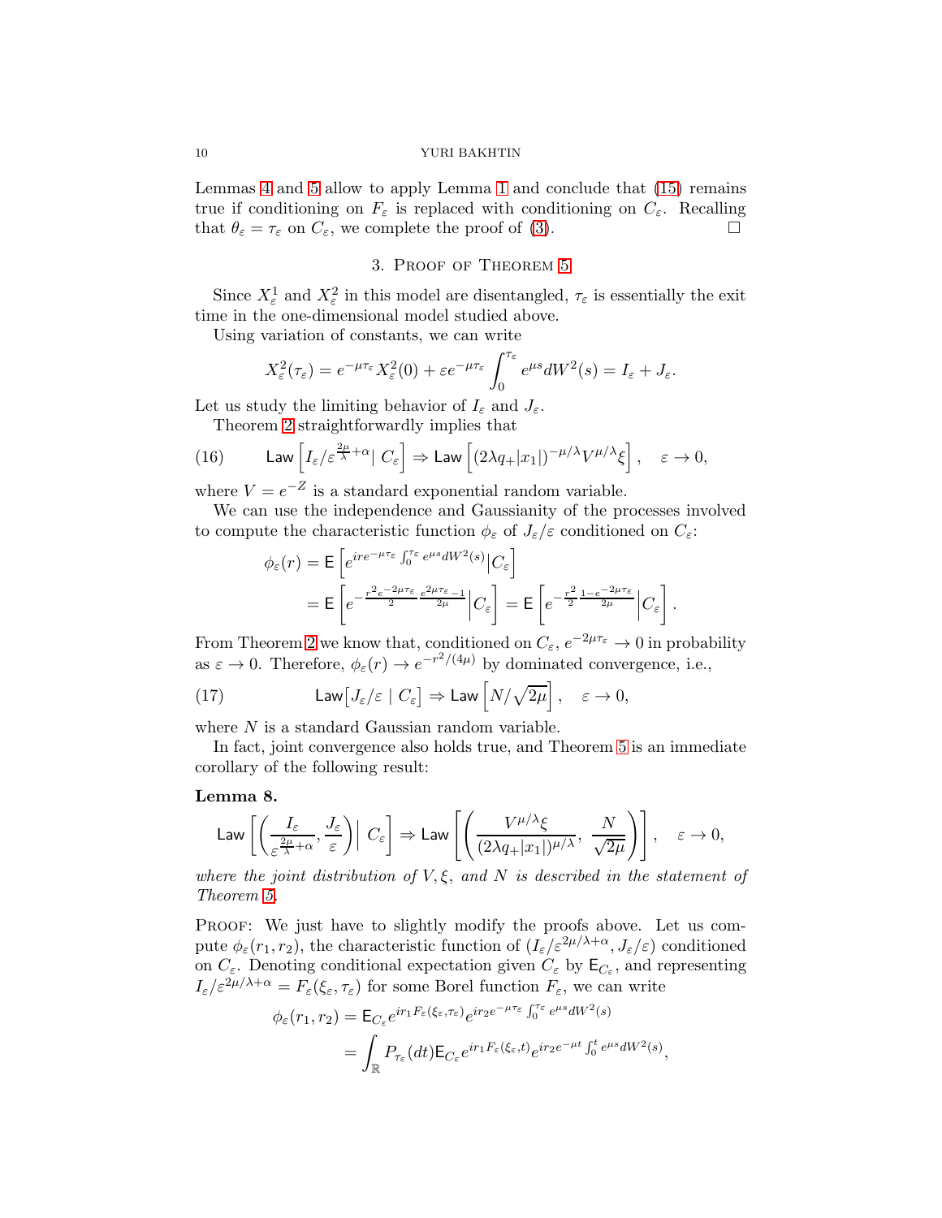Lemmas 4 and 5 allow to apply Lemma 1 and conclude that (15) remains true if conditioning on $F_\varepsilon$ is replaced with conditioning on $C_\varepsilon$. Recalling that $\theta_\varepsilon = \tau_\varepsilon$ on $C_\varepsilon$, we complete the proof of (3). □

## 3. Proof of Theorem 5

Since $X^1_\varepsilon$ and $X^2_\varepsilon$ in this model are disentangled, $\tau_\varepsilon$ is essentially the exit time in the one-dimensional model studied above.

Using variation of constants, we can write

$$X^2_\varepsilon(\tau_\varepsilon) = e^{-\mu\tau_\varepsilon} X^2_\varepsilon(0) + \varepsilon e^{-\mu\tau_\varepsilon}\int_0^{\tau_\varepsilon} e^{\mu s} dW^2(s) = I_\varepsilon + J_\varepsilon.$$

Let us study the limiting behavior of $I_\varepsilon$ and $J_\varepsilon$.

Theorem 2 straightforwardly implies that

$$\mathsf{Law}\left[ I_\varepsilon / \varepsilon^{\frac{2\mu}{\lambda}+\alpha} \middle| \, C_\varepsilon \right] \Rightarrow \mathsf{Law}\left[ (2\lambda q_+ |x_1|)^{-\mu/\lambda} V^{\mu/\lambda} \xi \right], \quad \varepsilon \to 0, \tag{16}$$

where $V = e^{-Z}$ is a standard exponential random variable.

We can use the independence and Gaussianity of the processes involved to compute the characteristic function $\phi_\varepsilon$ of $J_\varepsilon/\varepsilon$ conditioned on $C_\varepsilon$:

$$\begin{aligned}
\phi_\varepsilon(r) &= \mathsf{E}\left[ e^{ir e^{-\mu\tau_\varepsilon}\int_0^{\tau_\varepsilon} e^{\mu s} dW^2(s)} \middle| C_\varepsilon \right] \\
&= \mathsf{E}\left[ e^{-\frac{r^2 e^{-2\mu\tau_\varepsilon}}{2}\frac{e^{2\mu\tau_\varepsilon}-1}{2\mu}} \middle| C_\varepsilon \right] = \mathsf{E}\left[ e^{-\frac{r^2}{2}\frac{1-e^{-2\mu\tau_\varepsilon}}{2\mu}} \middle| C_\varepsilon \right].
\end{aligned}$$

From Theorem 2 we know that, conditioned on $C_\varepsilon$, $e^{-2\mu\tau_\varepsilon} \to 0$ in probability as $\varepsilon \to 0$. Therefore, $\phi_\varepsilon(r) \to e^{-r^2/(4\mu)}$ by dominated convergence, i.e.,

$$\mathsf{Law}\left[ J_\varepsilon/\varepsilon \mid C_\varepsilon \right] \Rightarrow \mathsf{Law}\left[ N/\sqrt{2\mu} \right], \quad \varepsilon \to 0, \tag{17}$$

where $N$ is a standard Gaussian random variable.

In fact, joint convergence also holds true, and Theorem 5 is an immediate corollary of the following result:

**Lemma 8.**

$$\mathsf{Law}\left[ \left( \frac{I_\varepsilon}{\varepsilon^{\frac{2\mu}{\lambda}+\alpha}}, \frac{J_\varepsilon}{\varepsilon} \right) \middle| \, C_\varepsilon \right] \Rightarrow \mathsf{Law}\left[ \left( \frac{V^{\mu/\lambda}\xi}{(2\lambda q_+|x_1|)^{\mu/\lambda}}, \, \frac{N}{\sqrt{2\mu}} \right) \right], \quad \varepsilon \to 0,$$

*where the joint distribution of $V, \xi$, and $N$ is described in the statement of Theorem 5.*

Proof: We just have to slightly modify the proofs above. Let us compute $\phi_\varepsilon(r_1, r_2)$, the characteristic function of $(I_\varepsilon/\varepsilon^{2\mu/\lambda+\alpha}, J_\varepsilon/\varepsilon)$ conditioned on $C_\varepsilon$. Denoting conditional expectation given $C_\varepsilon$ by $\mathsf{E}_{C_\varepsilon}$, and representing $I_\varepsilon/\varepsilon^{2\mu/\lambda+\alpha} = F_\varepsilon(\xi_\varepsilon, \tau_\varepsilon)$ for some Borel function $F_\varepsilon$, we can write

$$\begin{aligned}
\phi_\varepsilon(r_1, r_2) &= \mathsf{E}_{C_\varepsilon} e^{ir_1 F_\varepsilon(\xi_\varepsilon, \tau_\varepsilon)} e^{ir_2 e^{-\mu\tau_\varepsilon}\int_0^{\tau_\varepsilon} e^{\mu s} dW^2(s)} \\
&= \int_{\mathbb{R}} P_{\tau_\varepsilon}(dt) \mathsf{E}_{C_\varepsilon} e^{ir_1 F_\varepsilon(\xi_\varepsilon, t)} e^{ir_2 e^{-\mu t}\int_0^t e^{\mu s} dW^2(s)},
\end{aligned}$$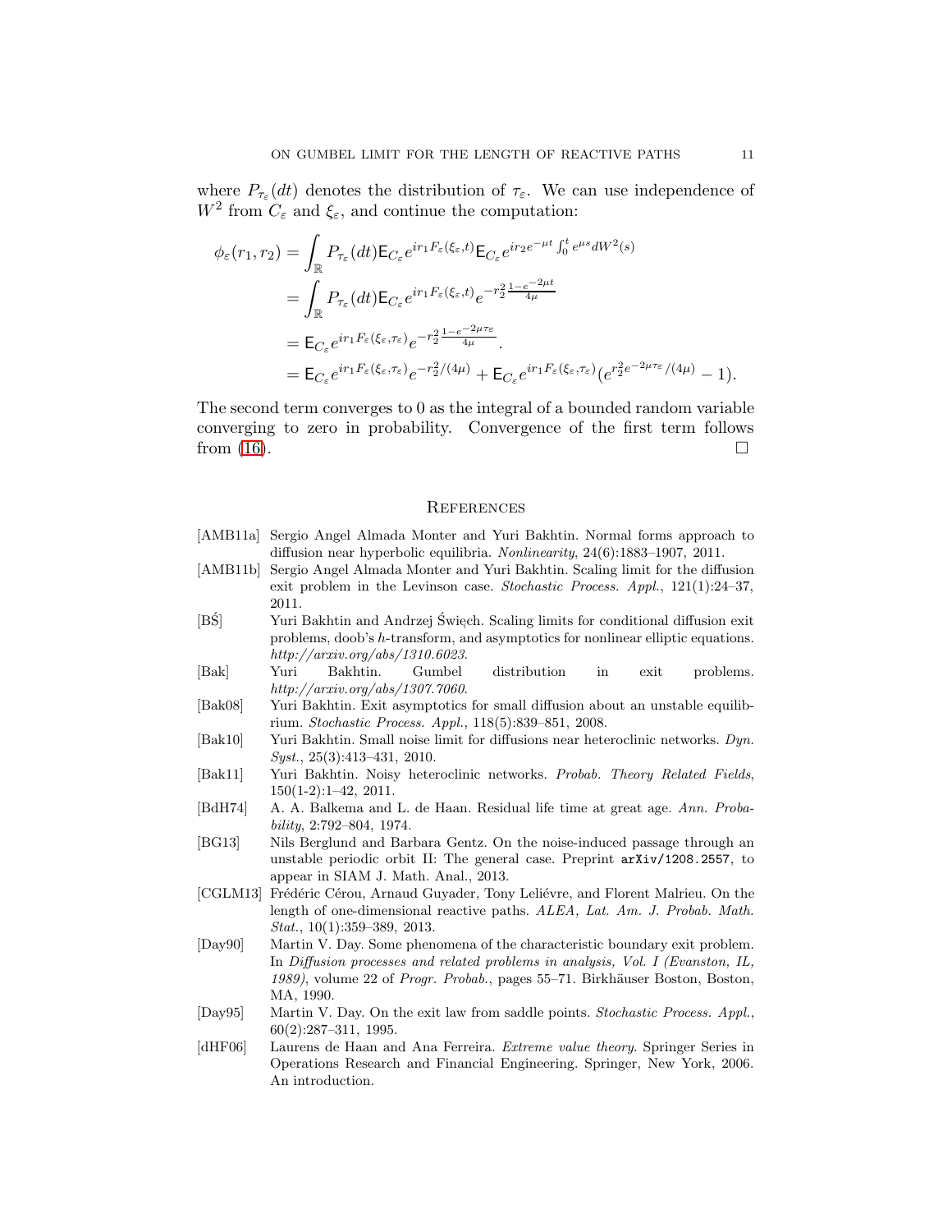where $P_{\tau_\varepsilon}(dt)$ denotes the distribution of $\tau_\varepsilon$. We can use independence of $W^2$ from $C_\varepsilon$ and $\xi_\varepsilon$, and continue the computation:

$$
\begin{aligned}
\phi_\varepsilon(r_1, r_2) &= \int_{\mathbb{R}} P_{\tau_\varepsilon}(dt) \mathsf{E}_{C_\varepsilon} e^{ir_1 F_\varepsilon(\xi_\varepsilon, t)} \mathsf{E}_{C_\varepsilon} e^{ir_2 e^{-\mu t} \int_0^t e^{\mu s} dW^2(s)} \\
&= \int_{\mathbb{R}} P_{\tau_\varepsilon}(dt) \mathsf{E}_{C_\varepsilon} e^{ir_1 F_\varepsilon(\xi_\varepsilon, t)} e^{-r_2^2 \frac{1-e^{-2\mu t}}{4\mu}} \\
&= \mathsf{E}_{C_\varepsilon} e^{ir_1 F_\varepsilon(\xi_\varepsilon, \tau_\varepsilon)} e^{-r_2^2 \frac{1-e^{-2\mu \tau_\varepsilon}}{4\mu}}. \\
&= \mathsf{E}_{C_\varepsilon} e^{ir_1 F_\varepsilon(\xi_\varepsilon, \tau_\varepsilon)} e^{-r_2^2/(4\mu)} + \mathsf{E}_{C_\varepsilon} e^{ir_1 F_\varepsilon(\xi_\varepsilon, \tau_\varepsilon)} (e^{r_2^2 e^{-2\mu\tau_\varepsilon}/(4\mu)} - 1).
\end{aligned}
$$

The second term converges to 0 as the integral of a bounded random variable converging to zero in probability. Convergence of the first term follows from (16). $\square$

## References

[AMB11a] Sergio Angel Almada Monter and Yuri Bakhtin. Normal forms approach to diffusion near hyperbolic equilibria. *Nonlinearity*, 24(6):1883–1907, 2011.

[AMB11b] Sergio Angel Almada Monter and Yuri Bakhtin. Scaling limit for the diffusion exit problem in the Levinson case. *Stochastic Process. Appl.*, 121(1):24–37, 2011.

[BŚ] Yuri Bakhtin and Andrzej Święch. Scaling limits for conditional diffusion exit problems, doob's $h$-transform, and asymptotics for nonlinear elliptic equations. *http://arxiv.org/abs/1310.6023*.

[Bak] Yuri Bakhtin. Gumbel distribution in exit problems. *http://arxiv.org/abs/1307.7060*.

[Bak08] Yuri Bakhtin. Exit asymptotics for small diffusion about an unstable equilibrium. *Stochastic Process. Appl.*, 118(5):839–851, 2008.

[Bak10] Yuri Bakhtin. Small noise limit for diffusions near heteroclinic networks. *Dyn. Syst.*, 25(3):413–431, 2010.

[Bak11] Yuri Bakhtin. Noisy heteroclinic networks. *Probab. Theory Related Fields*, 150(1-2):1–42, 2011.

[BdH74] A. A. Balkema and L. de Haan. Residual life time at great age. *Ann. Probability*, 2:792–804, 1974.

[BG13] Nils Berglund and Barbara Gentz. On the noise-induced passage through an unstable periodic orbit II: The general case. Preprint `arXiv/1208.2557`, to appear in SIAM J. Math. Anal., 2013.

[CGLM13] Frédéric Cérou, Arnaud Guyader, Tony Leliévre, and Florent Malrieu. On the length of one-dimensional reactive paths. *ALEA, Lat. Am. J. Probab. Math. Stat.*, 10(1):359–389, 2013.

[Day90] Martin V. Day. Some phenomena of the characteristic boundary exit problem. In *Diffusion processes and related problems in analysis, Vol. I (Evanston, IL, 1989)*, volume 22 of *Progr. Probab.*, pages 55–71. Birkhäuser Boston, Boston, MA, 1990.

[Day95] Martin V. Day. On the exit law from saddle points. *Stochastic Process. Appl.*, 60(2):287–311, 1995.

[dHF06] Laurens de Haan and Ana Ferreira. *Extreme value theory*. Springer Series in Operations Research and Financial Engineering. Springer, New York, 2006. An introduction.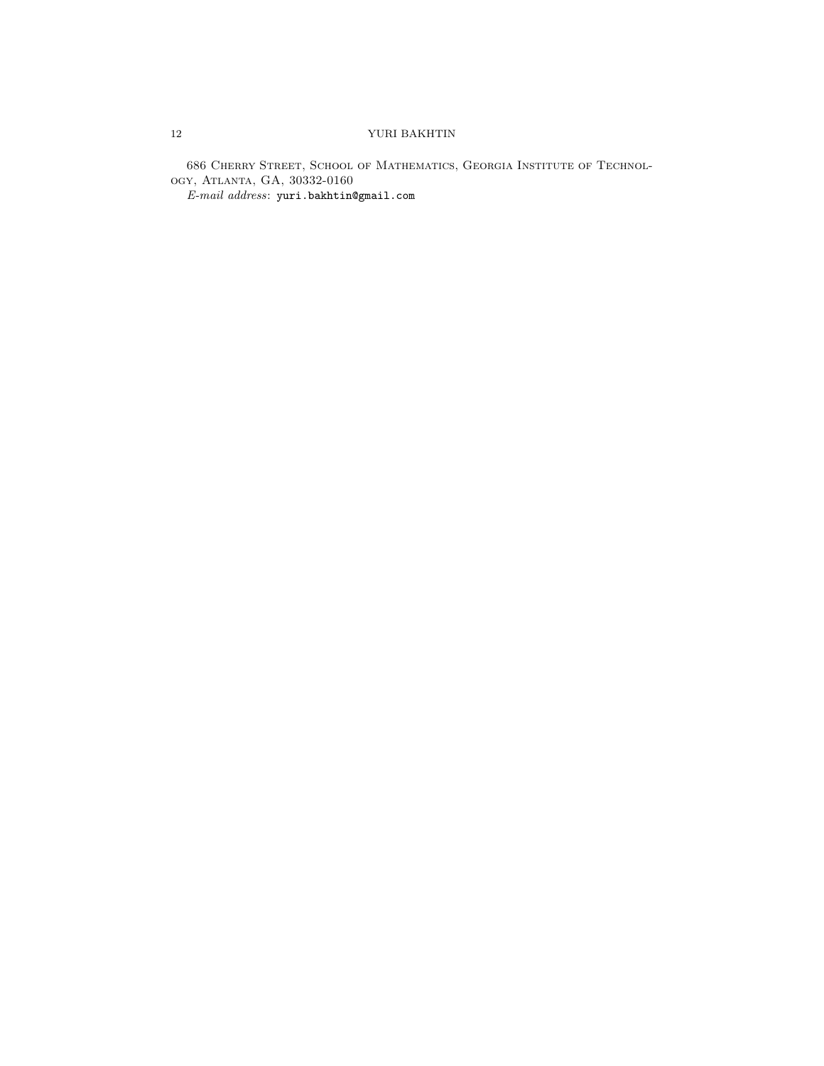686 Cherry Street, School of Mathematics, Georgia Institute of Technology, Atlanta, GA, 30332-0160

*E-mail address*: yuri.bakhtin@gmail.com